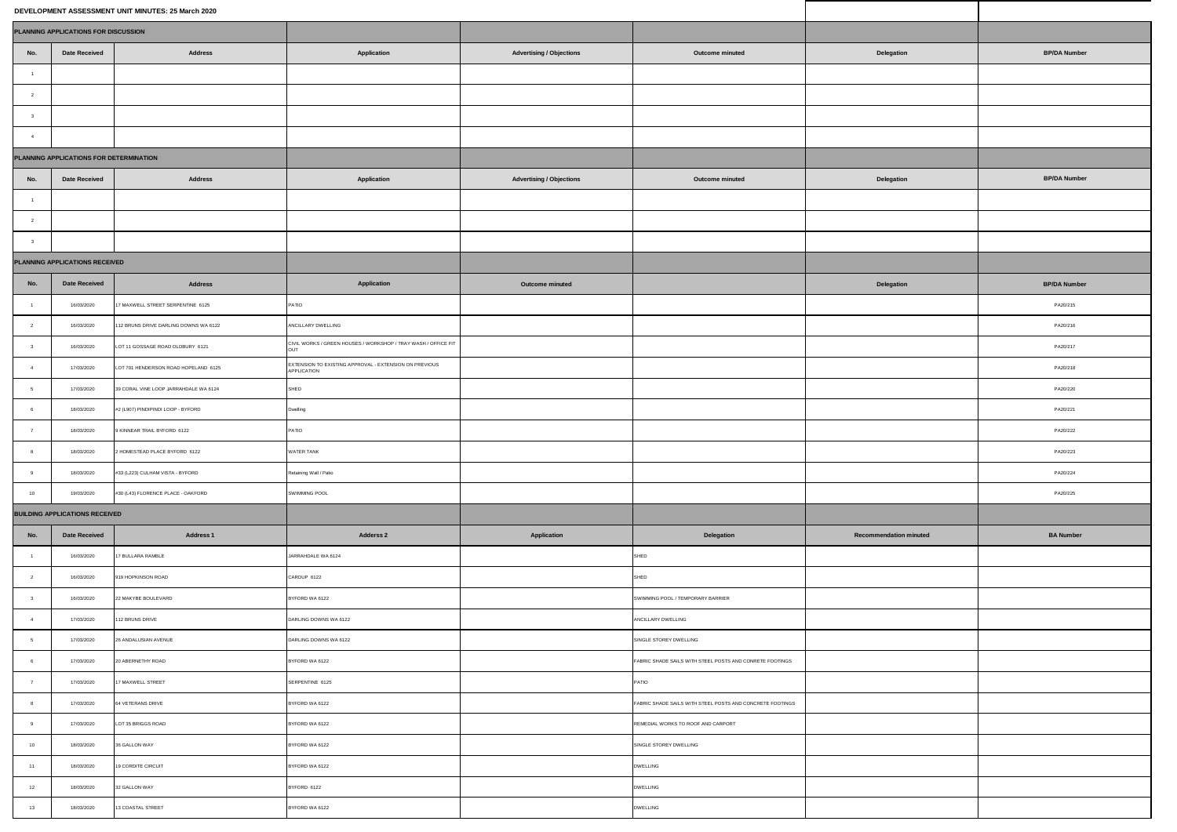# DEVELOPMENT ASSESSMENT UNIT MINUTES: 25 March 2020

| PLANNING APPLICATIONS FOR DISCUSSION | | | | | | | |
|---|---|---|---|---|---|---|---|
| **No.** | **Date Received** | **Address** | **Application** | **Advertising / Objections** | **Outcome minuted** | **Delegation** | **BP/DA Number** |
| 1 | | | | | | | |
| 2 | | | | | | | |
| 3 | | | | | | | |
| 4 | | | | | | | |
| **PLANNING APPLICATIONS FOR DETERMINATION** | | | | | | | |
| **No.** | **Date Received** | **Address** | **Application** | **Advertising / Objections** | **Outcome minuted** | **Delegation** | **BP/DA Number** |
| 1 | | | | | | | |
| 2 | | | | | | | |
| 3 | | | | | | | |
| **PLANNING APPLICATIONS RECEIVED** | | | | | | | |
| **No.** | **Date Received** | **Address** | **Application** | **Outcome minuted** | | **Delegation** | **BP/DA Number** |
| 1 | 16/03/2020 | 17 MAXWELL STREET SERPENTINE 6125 | PATIO | | | | PA20/215 |
| 2 | 16/03/2020 | 112 BRUNS DRIVE DARLING DOWNS WA 6122 | ANCILLARY DWELLING | | | | PA20/216 |
| 3 | 16/03/2020 | LOT 11 GOSSAGE ROAD OLDBURY 6121 | CIVIL WORKS / GREEN HOUSES / WORKSHOP / TRAY WASH / OFFICE FIT OUT | | | | PA20/217 |
| 4 | 17/03/2020 | LOT 701 HENDERSON ROAD HOPELAND 6125 | EXTENSION TO EXISTING APPROVAL - EXTENSION ON PREVIOUS APPLICATION | | | | PA20/218 |
| 5 | 17/03/2020 | 39 CORAL VINE LOOP JARRAHDALE WA 6124 | SHED | | | | PA20/220 |
| 6 | 18/03/2020 | #2 (L907) PINDIPINDI LOOP - BYFORD | Dwelling | | | | PA20/221 |
| 7 | 18/03/2020 | 9 KINNEAR TRAIL BYFORD 6122 | PATIO | | | | PA20/222 |
| 8 | 18/03/2020 | 2 HOMESTEAD PLACE BYFORD 6122 | WATER TANK | | | | PA20/223 |
| 9 | 18/03/2020 | #33 (L223) CULHAM VISTA - BYFORD | Retaining Wall / Patio | | | | PA20/224 |
| 10 | 19/03/2020 | #30 (L43) FLORENCE PLACE - OAKFORD | SWIMMING POOL | | | | PA20/225 |
| **BUILDING APPLICATIONS RECEIVED** | | | | | | | |
| **No.** | **Date Received** | **Address 1** | **Adderss 2** | **Application** | **Delegation** | **Recommendation minuted** | **BA Number** |
| 1 | 16/03/2020 | 17 BULLARA RAMBLE | JARRAHDALE WA 6124 | | SHED | | |
| 2 | 16/03/2020 | 919 HOPKINSON ROAD | CARDUP 6122 | | SHED | | |
| 3 | 16/03/2020 | 22 MAKYBE BOULEVARD | BYFORD WA 6122 | | SWIMMING POOL / TEMPORARY BARRIER | | |
| 4 | 17/03/2020 | 112 BRUNS DRIVE | DARLING DOWNS WA 6122 | | ANCILLARY DWELLING | | |
| 5 | 17/03/2020 | 26 ANDALUSIAN AVENUE | DARLING DOWNS WA 6122 | | SINGLE STOREY DWELLING | | |
| 6 | 17/03/2020 | 20 ABERNETHY ROAD | BYFORD WA 6122 | | FABRIC SHADE SAILS WITH STEEL POSTS AND CONRETE FOOTINGS | | |
| 7 | 17/03/2020 | 17 MAXWELL STREET | SERPENTINE 6125 | | PATIO | | |
| 8 | 17/03/2020 | 64 VETERANS DRIVE | BYFORD WA 6122 | | FABRIC SHADE SAILS WITH STEEL POSTS AND CONCRETE FOOTINGS | | |
| 9 | 17/03/2020 | LOT 35 BRIGGS ROAD | BYFORD WA 6122 | | REMEDIAL WORKS TO ROOF AND CARPORT | | |
| 10 | 18/03/2020 | 36 GALLON WAY | BYFORD WA 6122 | | SINGLE STOREY DWELLING | | |
| 11 | 18/03/2020 | 19 CORDITE CIRCUIT | BYFORD WA 6122 | | DWELLING | | |
| 12 | 18/03/2020 | 32 GALLON WAY | BYFORD 6122 | | DWELLING | | |
| 13 | 18/03/2020 | 13 COASTAL STREET | BYFORD WA 6122 | | DWELLING | | |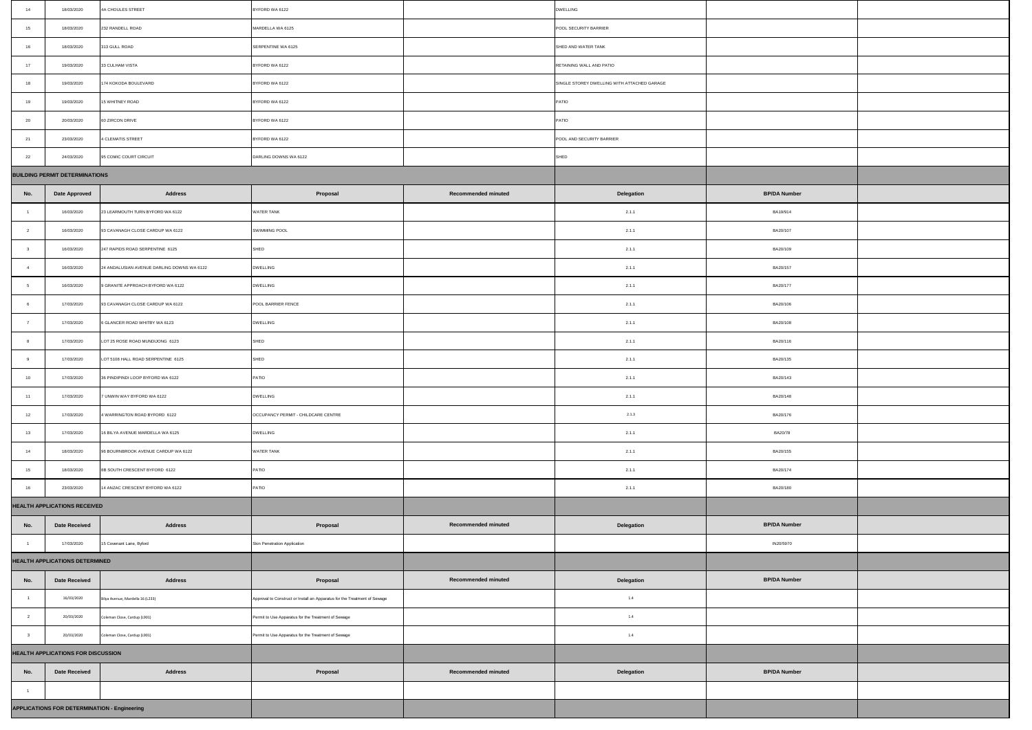| | | | | | | | |
|---|---|---|---|---|---|---|---|
| 14 | 18/03/2020 | 4A CHOULES STREET | BYFORD WA 6122 | | DWELLING | | |
| 15 | 18/03/2020 | 232 RANDELL ROAD | MARDELLA WA 6125 | | POOL SECURITY BARRIER | | |
| 16 | 18/03/2020 | 313 GULL ROAD | SERPENTINE WA 6125 | | SHED AND WATER TANK | | |
| 17 | 19/03/2020 | 33 CULHAM VISTA | BYFORD WA 6122 | | RETAINING WALL AND PATIO | | |
| 18 | 19/03/2020 | 174 KOKODA BOULEVARD | BYFORD WA 6122 | | SINGLE STOREY DWELLING WITH ATTACHED GARAGE | | |
| 19 | 19/03/2020 | 15 WHITNEY ROAD | BYFORD WA 6122 | | PATIO | | |
| 20 | 20/03/2020 | 60 ZIRCON DRIVE | BYFORD WA 6122 | | PATIO | | |
| 21 | 23/03/2020 | 4 CLEMATIS STREET | BYFORD WA 6122 | | POOL AND SECURITY BARRIER | | |
| 22 | 24/03/2020 | 95 COMIC COURT CIRCUIT | DARLING DOWNS WA 6122 | | SHED | | |

**BUILDING PERMIT DETERMINATIONS**

| No. | Date Approved | Address | Proposal | Recommended minuted | Delegation | BP/DA Number | |
|---|---|---|---|---|---|---|---|
| 1 | 16/03/2020 | 23 LEARMOUTH TURN BYFORD WA 6122 | WATER TANK | | 2.1.1 | BA19/914 | |
| 2 | 16/03/2020 | 93 CAVANAGH CLOSE CARDUP WA 6122 | SWIMMING POOL | | 2.1.1 | BA20/107 | |
| 3 | 16/03/2020 | 247 RAPIDS ROAD SERPENTINE 6125 | SHED | | 2.1.1 | BA20/109 | |
| 4 | 16/03/2020 | 24 ANDALUSIAN AVENUE DARLING DOWNS WA 6122 | DWELLING | | 2.1.1 | BA20/157 | |
| 5 | 16/03/2020 | 9 GRANITE APPROACH BYFORD WA 6122 | DWELLING | | 2.1.1 | BA20/177 | |
| 6 | 17/03/2020 | 93 CAVANAGH CLOSE CARDUP WA 6122 | POOL BARRIER FENCE | | 2.1.1 | BA20/106 | |
| 7 | 17/03/2020 | 6 GLANCER ROAD WHITBY WA 6123 | DWELLING | | 2.1.1 | BA20/108 | |
| 8 | 17/03/2020 | LOT 25 ROSE ROAD MUNDIJONG 6123 | SHED | | 2.1.1 | BA20/116 | |
| 9 | 17/03/2020 | LOT 5108 HALL ROAD SERPENTINE 6125 | SHED | | 2.1.1 | BA20/135 | |
| 10 | 17/03/2020 | 36 PINDIPINDI LOOP BYFORD WA 6122 | PATIO | | 2.1.1 | BA20/143 | |
| 11 | 17/03/2020 | 7 UNWIN WAY BYFORD WA 6122 | DWELLING | | 2.1.1 | BA20/148 | |
| 12 | 17/03/2020 | 4 WARRINGTON ROAD BYFORD 6122 | OCCUPANCY PERMIT - CHILDCARE CENTRE | | 2.1.3 | BA20/176 | |
| 13 | 17/03/2020 | 16 BILYA AVENUE MARDELLA WA 6125 | DWELLING | | 2.1.1 | BA20/78 | |
| 14 | 18/03/2020 | 95 BOURNBROOK AVENUE CARDUP WA 6122 | WATER TANK | | 2.1.1 | BA20/155 | |
| 15 | 18/03/2020 | 88 SOUTH CRESCENT BYFORD 6122 | PATIO | | 2.1.1 | BA20/174 | |
| 16 | 23/03/2020 | 14 ANZAC CRESCENT BYFORD WA 6122 | PATIO | | 2.1.1 | BA20/180 | |

**HEALTH APPLICATIONS RECEIVED**

| No. | Date Received | Address | Proposal | Recommended minuted | Delegation | BP/DA Number | |
|---|---|---|---|---|---|---|---|
| 1 | 17/03/2020 | 15 Covenant Lane, Byford | Skin Penetration Application | | | IN20/5970 | |

**HEALTH APPLICATIONS DETERMINED**

| No. | Date Received | Address | Proposal | Recommended minuted | Delegation | BP/DA Number | |
|---|---|---|---|---|---|---|---|
| 1 | 16/03/2020 | Bilya Avenue, Mardella 16 (L233) | Approval to Construct or Install an Apparatus for the Treatment of Sewage | | 1.4 | | |
| 2 | 20/03/2020 | Coleman Close, Cardup (L901) | Permit to Use Apparatus for the Treatment of Sewage | | 1.4 | | |
| 3 | 20/03/2020 | Coleman Close, Cardup (L901) | Permit to Use Apparatus for the Treatment of Sewage | | 1.4 | | |

**HEALTH APPLICATIONS FOR DISCUSSION**

| No. | Date Received | Address | Proposal | Recommended minuted | Delegation | BP/DA Number | |
|---|---|---|---|---|---|---|---|
| 1 | | | | | | | |

**APPLICATIONS FOR DETERMINATION - Engineering**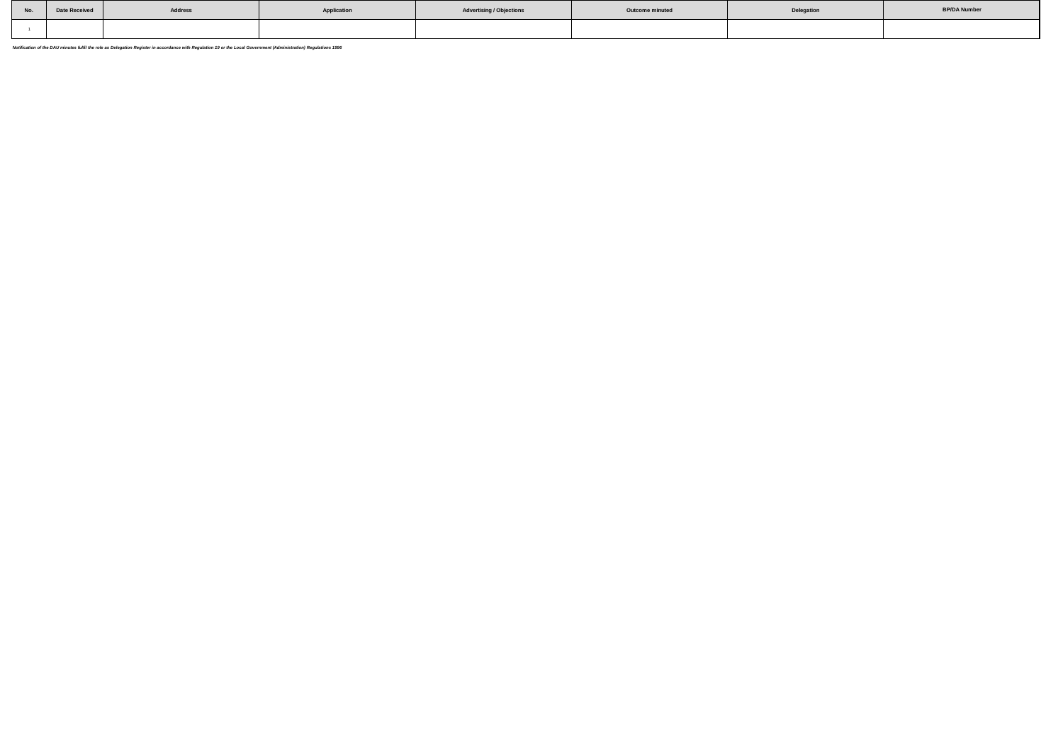| No. | Date Received | Address | Application | Advertising / Objections | Outcome minuted | Delegation | BP/DA Number |
|---|---|---|---|---|---|---|---|
| 1 | | | | | | | |

***Notification of the DAU minutes fulfil the role as Delegation Register in accordance with Regulation 19 or the Local Government (Administration) Regulations 1996***